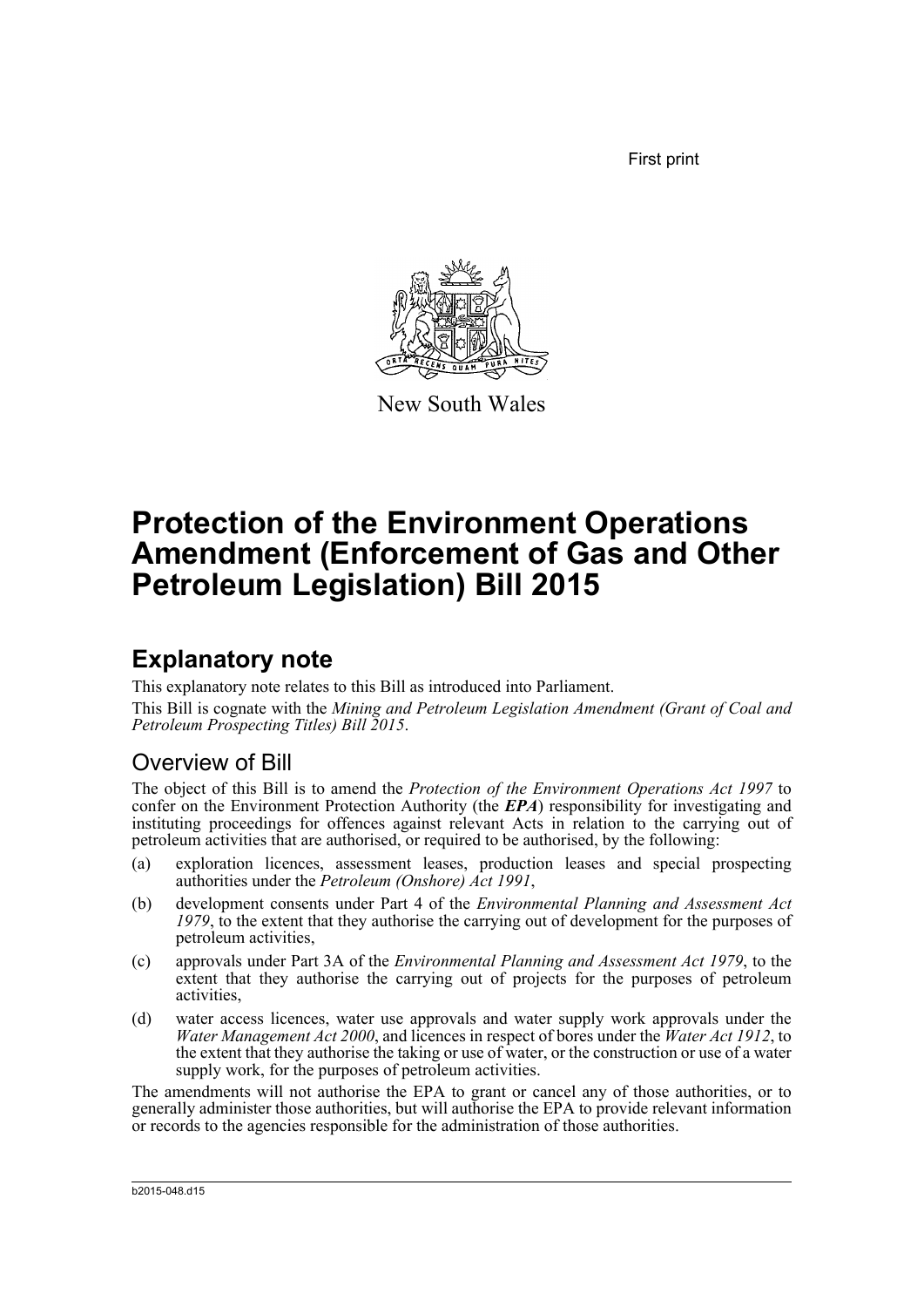First print

New South Wales

# Protection of the Environment Operations Amendment (Enforcement of Gas and Other Petroleum Legislation) Bill 2015

## Explanatory note

This explanatory note relates to this Bill as introduced into Parliament.

This Bill is cognate with the *Mining and Petroleum Legislation Amendment (Grant of Coal and Petroleum Prospecting Titles) Bill 2015*.

### Overview of Bill

The object of this Bill is to amend the *Protection of the Environment Operations Act 1997* to confer on the Environment Protection Authority (the ***EPA***) responsibility for investigating and instituting proceedings for offences against relevant Acts in relation to the carrying out of petroleum activities that are authorised, or required to be authorised, by the following:

(a) exploration licences, assessment leases, production leases and special prospecting authorities under the *Petroleum (Onshore) Act 1991*,

(b) development consents under Part 4 of the *Environmental Planning and Assessment Act 1979*, to the extent that they authorise the carrying out of development for the purposes of petroleum activities,

(c) approvals under Part 3A of the *Environmental Planning and Assessment Act 1979*, to the extent that they authorise the carrying out of projects for the purposes of petroleum activities,

(d) water access licences, water use approvals and water supply work approvals under the *Water Management Act 2000*, and licences in respect of bores under the *Water Act 1912*, to the extent that they authorise the taking or use of water, or the construction or use of a water supply work, for the purposes of petroleum activities.

The amendments will not authorise the EPA to grant or cancel any of those authorities, or to generally administer those authorities, but will authorise the EPA to provide relevant information or records to the agencies responsible for the administration of those authorities.

b2015-048.d15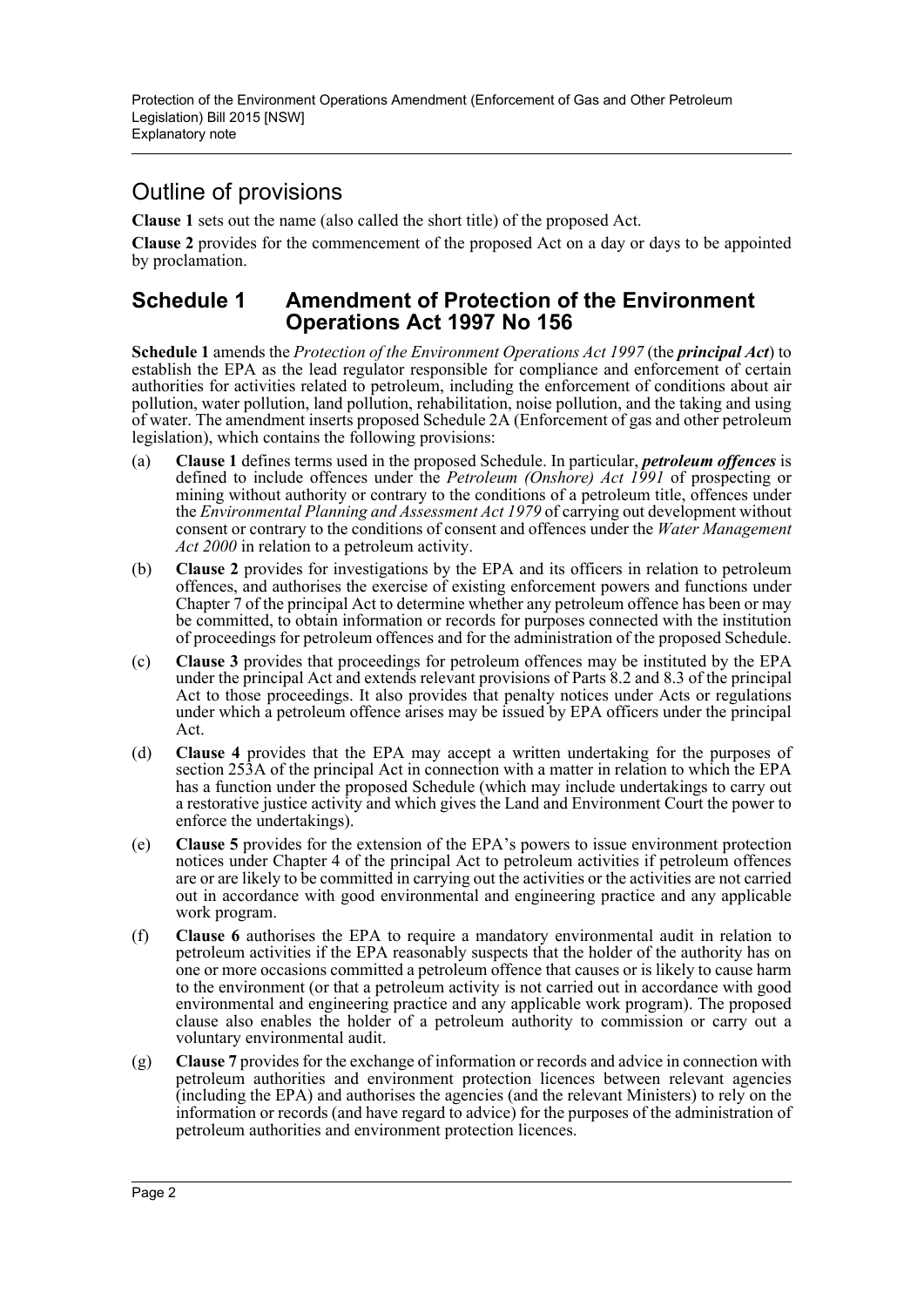## Outline of provisions

**Clause 1** sets out the name (also called the short title) of the proposed Act.

**Clause 2** provides for the commencement of the proposed Act on a day or days to be appointed by proclamation.

## Schedule 1 Amendment of Protection of the Environment Operations Act 1997 No 156

**Schedule 1** amends the *Protection of the Environment Operations Act 1997* (the ***principal Act***) to establish the EPA as the lead regulator responsible for compliance and enforcement of certain authorities for activities related to petroleum, including the enforcement of conditions about air pollution, water pollution, land pollution, rehabilitation, noise pollution, and the taking and using of water. The amendment inserts proposed Schedule 2A (Enforcement of gas and other petroleum legislation), which contains the following provisions:

(a) **Clause 1** defines terms used in the proposed Schedule. In particular, ***petroleum offences*** is defined to include offences under the *Petroleum (Onshore) Act 1991* of prospecting or mining without authority or contrary to the conditions of a petroleum title, offences under the *Environmental Planning and Assessment Act 1979* of carrying out development without consent or contrary to the conditions of consent and offences under the *Water Management Act 2000* in relation to a petroleum activity.

(b) **Clause 2** provides for investigations by the EPA and its officers in relation to petroleum offences, and authorises the exercise of existing enforcement powers and functions under Chapter 7 of the principal Act to determine whether any petroleum offence has been or may be committed, to obtain information or records for purposes connected with the institution of proceedings for petroleum offences and for the administration of the proposed Schedule.

(c) **Clause 3** provides that proceedings for petroleum offences may be instituted by the EPA under the principal Act and extends relevant provisions of Parts 8.2 and 8.3 of the principal Act to those proceedings. It also provides that penalty notices under Acts or regulations under which a petroleum offence arises may be issued by EPA officers under the principal Act.

(d) **Clause 4** provides that the EPA may accept a written undertaking for the purposes of section 253A of the principal Act in connection with a matter in relation to which the EPA has a function under the proposed Schedule (which may include undertakings to carry out a restorative justice activity and which gives the Land and Environment Court the power to enforce the undertakings).

(e) **Clause 5** provides for the extension of the EPA's powers to issue environment protection notices under Chapter 4 of the principal Act to petroleum activities if petroleum offences are or are likely to be committed in carrying out the activities or the activities are not carried out in accordance with good environmental and engineering practice and any applicable work program.

(f) **Clause 6** authorises the EPA to require a mandatory environmental audit in relation to petroleum activities if the EPA reasonably suspects that the holder of the authority has on one or more occasions committed a petroleum offence that causes or is likely to cause harm to the environment (or that a petroleum activity is not carried out in accordance with good environmental and engineering practice and any applicable work program). The proposed clause also enables the holder of a petroleum authority to commission or carry out a voluntary environmental audit.

(g) **Clause 7** provides for the exchange of information or records and advice in connection with petroleum authorities and environment protection licences between relevant agencies (including the EPA) and authorises the agencies (and the relevant Ministers) to rely on the information or records (and have regard to advice) for the purposes of the administration of petroleum authorities and environment protection licences.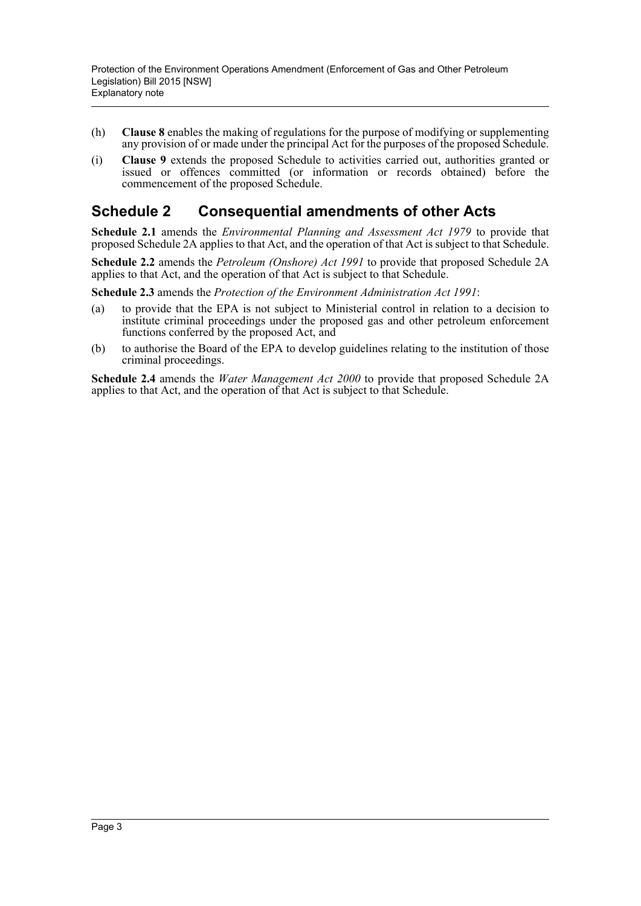(h) **Clause 8** enables the making of regulations for the purpose of modifying or supplementing any provision of or made under the principal Act for the purposes of the proposed Schedule.

(i) **Clause 9** extends the proposed Schedule to activities carried out, authorities granted or issued or offences committed (or information or records obtained) before the commencement of the proposed Schedule.

## Schedule 2 Consequential amendments of other Acts

**Schedule 2.1** amends the *Environmental Planning and Assessment Act 1979* to provide that proposed Schedule 2A applies to that Act, and the operation of that Act is subject to that Schedule.

**Schedule 2.2** amends the *Petroleum (Onshore) Act 1991* to provide that proposed Schedule 2A applies to that Act, and the operation of that Act is subject to that Schedule.

**Schedule 2.3** amends the *Protection of the Environment Administration Act 1991*:

(a) to provide that the EPA is not subject to Ministerial control in relation to a decision to institute criminal proceedings under the proposed gas and other petroleum enforcement functions conferred by the proposed Act, and

(b) to authorise the Board of the EPA to develop guidelines relating to the institution of those criminal proceedings.

**Schedule 2.4** amends the *Water Management Act 2000* to provide that proposed Schedule 2A applies to that Act, and the operation of that Act is subject to that Schedule.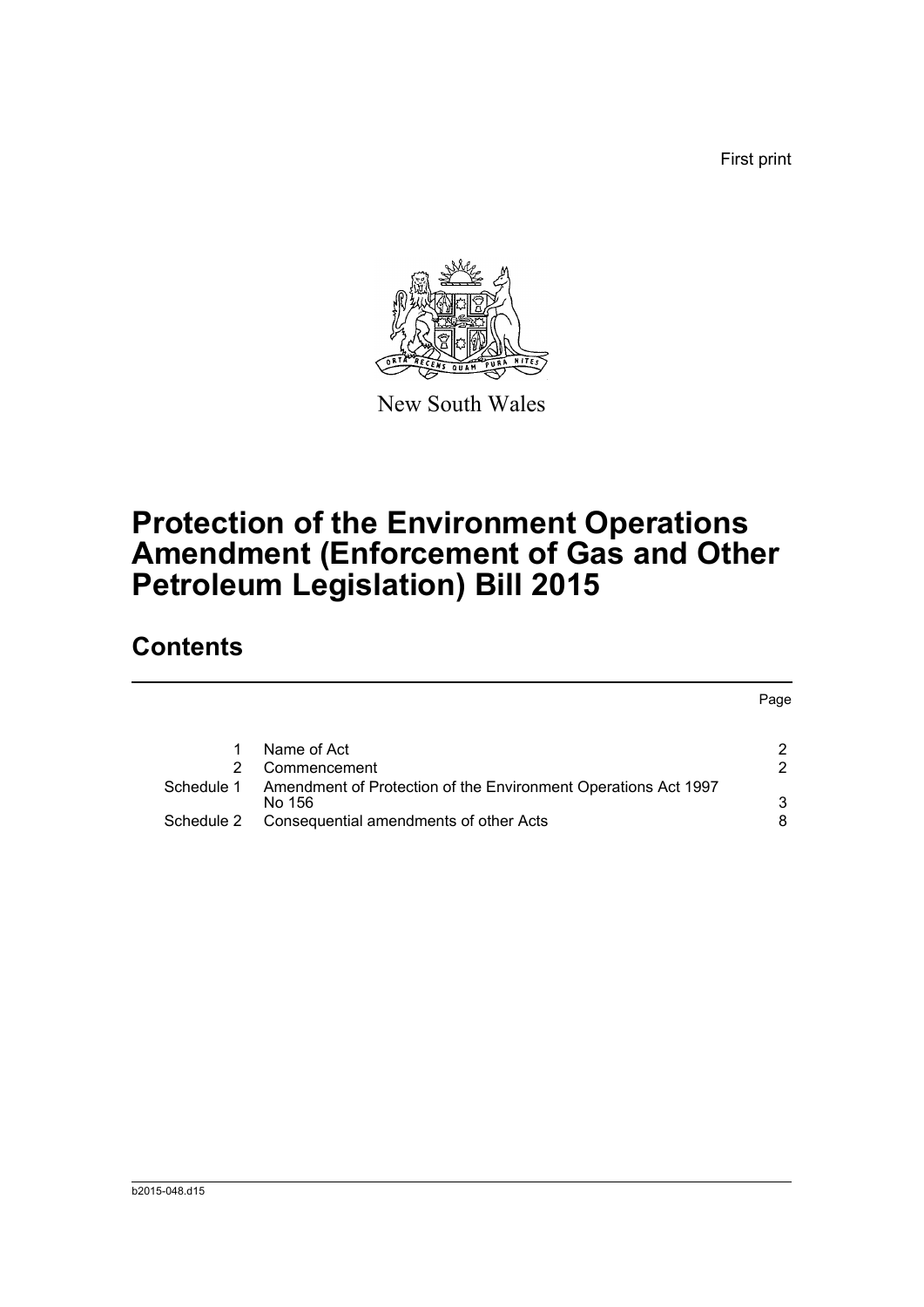First print

New South Wales

# Protection of the Environment Operations Amendment (Enforcement of Gas and Other Petroleum Legislation) Bill 2015

## Contents

| | | Page |
|---|---|---|
| 1 | Name of Act | 2 |
| 2 | Commencement | 2 |
| Schedule 1 | Amendment of Protection of the Environment Operations Act 1997 No 156 | 3 |
| Schedule 2 | Consequential amendments of other Acts | 8 |

b2015-048.d15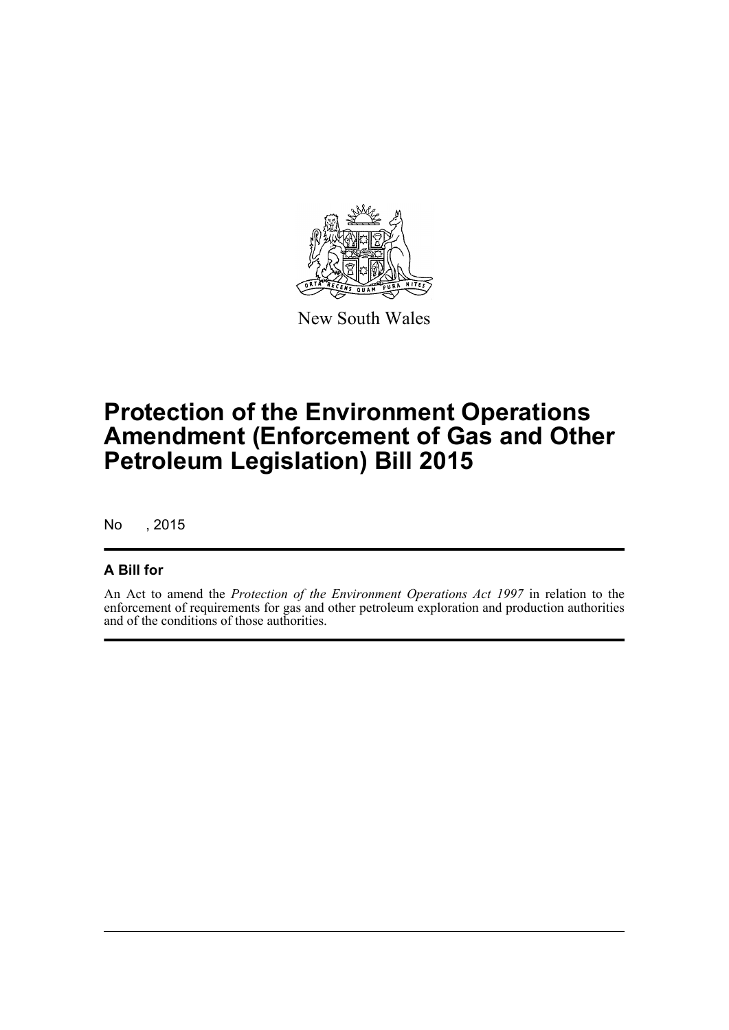New South Wales

# Protection of the Environment Operations Amendment (Enforcement of Gas and Other Petroleum Legislation) Bill 2015

No , 2015

## A Bill for

An Act to amend the *Protection of the Environment Operations Act 1997* in relation to the enforcement of requirements for gas and other petroleum exploration and production authorities and of the conditions of those authorities.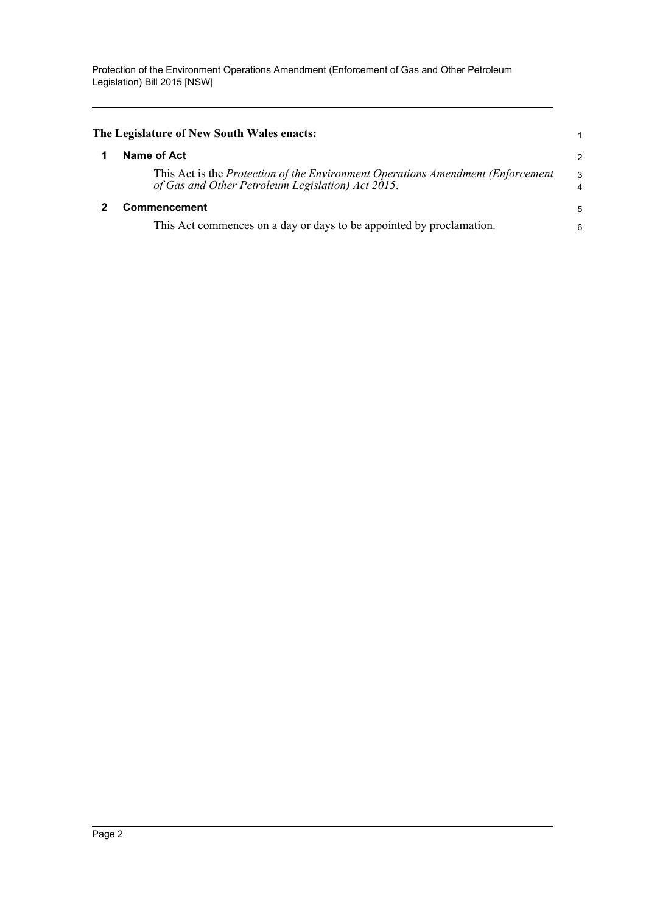**The Legislature of New South Wales enacts:**

## 1 Name of Act

This Act is the *Protection of the Environment Operations Amendment (Enforcement of Gas and Other Petroleum Legislation) Act 2015*.

## 2 Commencement

This Act commences on a day or days to be appointed by proclamation.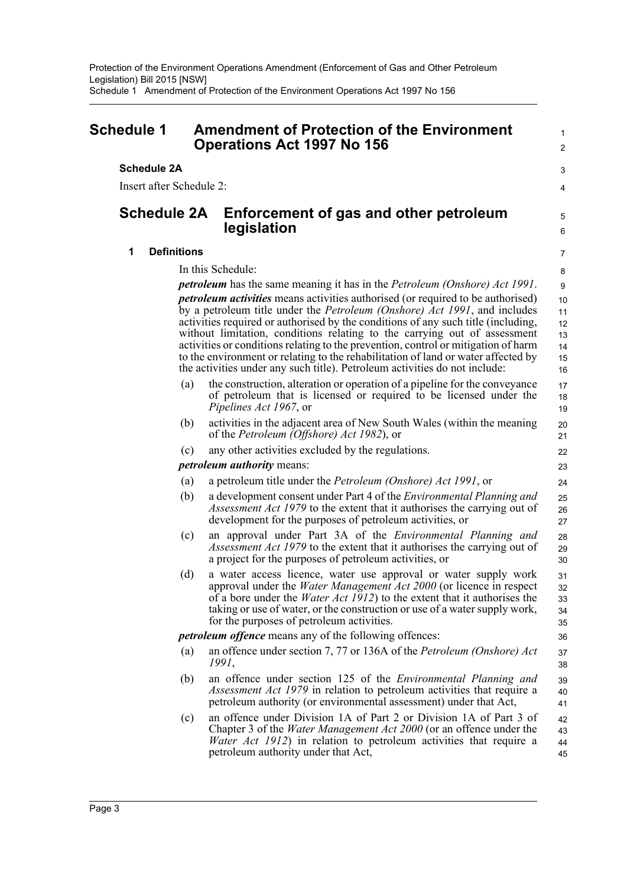# Schedule 1 Amendment of Protection of the Environment Operations Act 1997 No 156

**Schedule 2A**

Insert after Schedule 2:

## Schedule 2A Enforcement of gas and other petroleum legislation

### 1 Definitions

In this Schedule:

***petroleum*** has the same meaning it has in the *Petroleum (Onshore) Act 1991*.

***petroleum activities*** means activities authorised (or required to be authorised) by a petroleum title under the *Petroleum (Onshore) Act 1991*, and includes activities required or authorised by the conditions of any such title (including, without limitation, conditions relating to the carrying out of assessment activities or conditions relating to the prevention, control or mitigation of harm to the environment or relating to the rehabilitation of land or water affected by the activities under any such title). Petroleum activities do not include:

(a) the construction, alteration or operation of a pipeline for the conveyance of petroleum that is licensed or required to be licensed under the *Pipelines Act 1967*, or

(b) activities in the adjacent area of New South Wales (within the meaning of the *Petroleum (Offshore) Act 1982*), or

(c) any other activities excluded by the regulations.

***petroleum authority*** means:

(a) a petroleum title under the *Petroleum (Onshore) Act 1991*, or

(b) a development consent under Part 4 of the *Environmental Planning and Assessment Act 1979* to the extent that it authorises the carrying out of development for the purposes of petroleum activities, or

(c) an approval under Part 3A of the *Environmental Planning and Assessment Act 1979* to the extent that it authorises the carrying out of a project for the purposes of petroleum activities, or

(d) a water access licence, water use approval or water supply work approval under the *Water Management Act 2000* (or licence in respect of a bore under the *Water Act 1912*) to the extent that it authorises the taking or use of water, or the construction or use of a water supply work, for the purposes of petroleum activities.

***petroleum offence*** means any of the following offences:

(a) an offence under section 7, 77 or 136A of the *Petroleum (Onshore) Act 1991*,

(b) an offence under section 125 of the *Environmental Planning and Assessment Act 1979* in relation to petroleum activities that require a petroleum authority (or environmental assessment) under that Act,

(c) an offence under Division 1A of Part 2 or Division 1A of Part 3 of Chapter 3 of the *Water Management Act 2000* (or an offence under the *Water Act 1912*) in relation to petroleum activities that require a petroleum authority under that Act,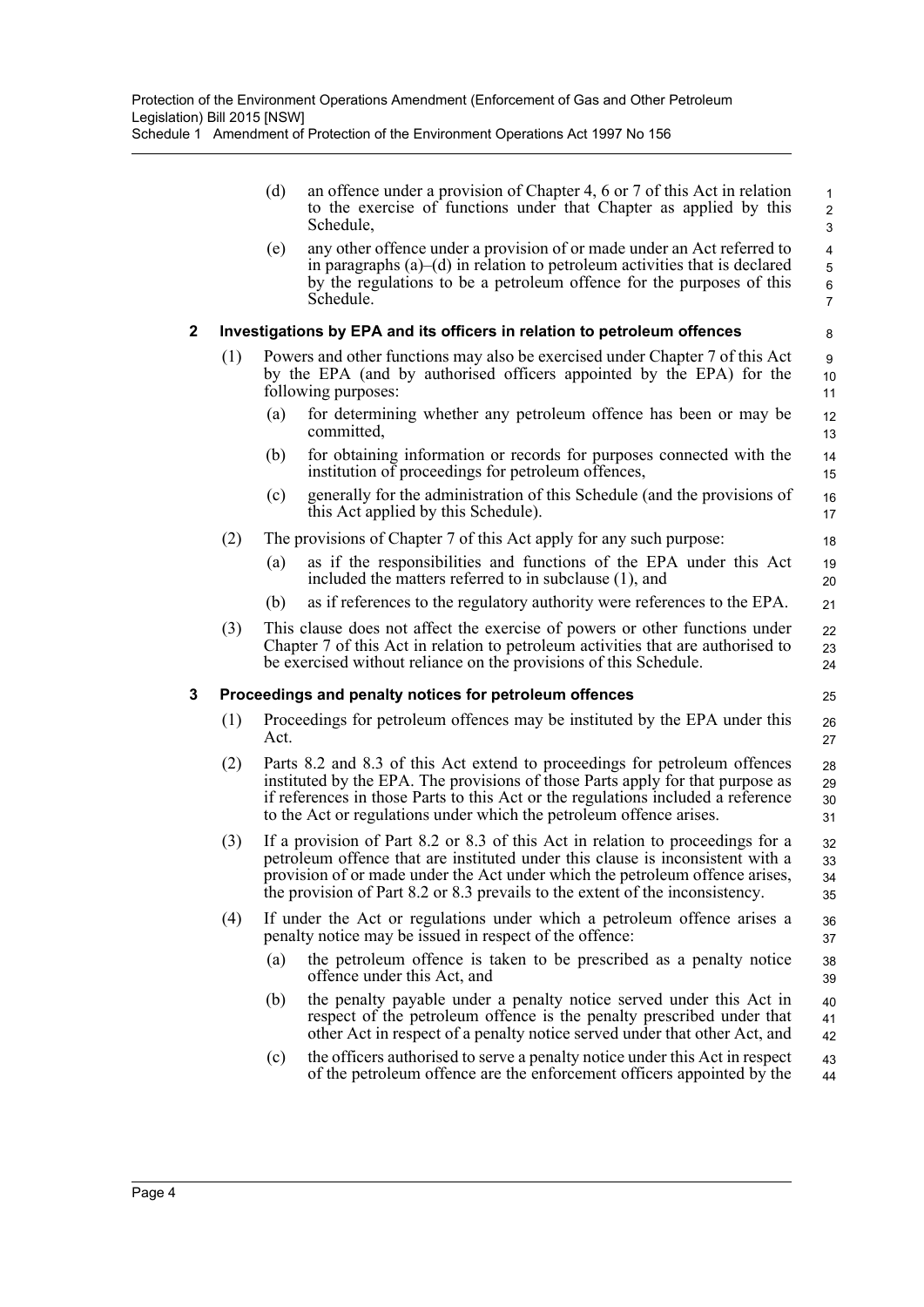(d) an offence under a provision of Chapter 4, 6 or 7 of this Act in relation to the exercise of functions under that Chapter as applied by this Schedule,

(e) any other offence under a provision of or made under an Act referred to in paragraphs (a)–(d) in relation to petroleum activities that is declared by the regulations to be a petroleum offence for the purposes of this Schedule.

**2 Investigations by EPA and its officers in relation to petroleum offences**

(1) Powers and other functions may also be exercised under Chapter 7 of this Act by the EPA (and by authorised officers appointed by the EPA) for the following purposes:

(a) for determining whether any petroleum offence has been or may be committed,

(b) for obtaining information or records for purposes connected with the institution of proceedings for petroleum offences,

(c) generally for the administration of this Schedule (and the provisions of this Act applied by this Schedule).

(2) The provisions of Chapter 7 of this Act apply for any such purpose:

(a) as if the responsibilities and functions of the EPA under this Act included the matters referred to in subclause (1), and

(b) as if references to the regulatory authority were references to the EPA.

(3) This clause does not affect the exercise of powers or other functions under Chapter 7 of this Act in relation to petroleum activities that are authorised to be exercised without reliance on the provisions of this Schedule.

**3 Proceedings and penalty notices for petroleum offences**

(1) Proceedings for petroleum offences may be instituted by the EPA under this Act.

(2) Parts 8.2 and 8.3 of this Act extend to proceedings for petroleum offences instituted by the EPA. The provisions of those Parts apply for that purpose as if references in those Parts to this Act or the regulations included a reference to the Act or regulations under which the petroleum offence arises.

(3) If a provision of Part 8.2 or 8.3 of this Act in relation to proceedings for a petroleum offence that are instituted under this clause is inconsistent with a provision of or made under the Act under which the petroleum offence arises, the provision of Part 8.2 or 8.3 prevails to the extent of the inconsistency.

(4) If under the Act or regulations under which a petroleum offence arises a penalty notice may be issued in respect of the offence:

(a) the petroleum offence is taken to be prescribed as a penalty notice offence under this Act, and

(b) the penalty payable under a penalty notice served under this Act in respect of the petroleum offence is the penalty prescribed under that other Act in respect of a penalty notice served under that other Act, and

(c) the officers authorised to serve a penalty notice under this Act in respect of the petroleum offence are the enforcement officers appointed by the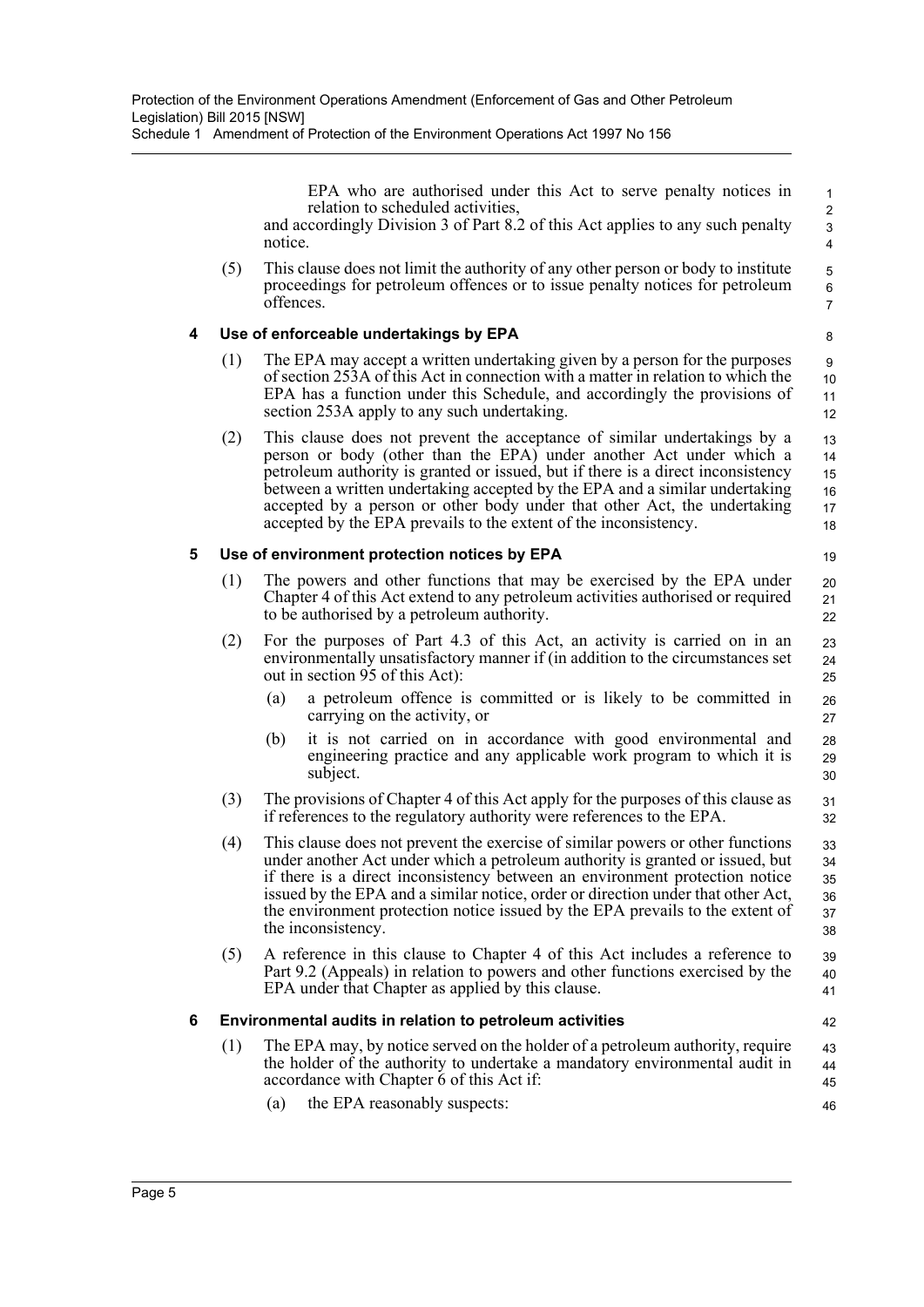EPA who are authorised under this Act to serve penalty notices in relation to scheduled activities,

and accordingly Division 3 of Part 8.2 of this Act applies to any such penalty notice.

(5) This clause does not limit the authority of any other person or body to institute proceedings for petroleum offences or to issue penalty notices for petroleum offences.

### 4 Use of enforceable undertakings by EPA

(1) The EPA may accept a written undertaking given by a person for the purposes of section 253A of this Act in connection with a matter in relation to which the EPA has a function under this Schedule, and accordingly the provisions of section 253A apply to any such undertaking.

(2) This clause does not prevent the acceptance of similar undertakings by a person or body (other than the EPA) under another Act under which a petroleum authority is granted or issued, but if there is a direct inconsistency between a written undertaking accepted by the EPA and a similar undertaking accepted by a person or other body under that other Act, the undertaking accepted by the EPA prevails to the extent of the inconsistency.

### 5 Use of environment protection notices by EPA

(1) The powers and other functions that may be exercised by the EPA under Chapter 4 of this Act extend to any petroleum activities authorised or required to be authorised by a petroleum authority.

(2) For the purposes of Part 4.3 of this Act, an activity is carried on in an environmentally unsatisfactory manner if (in addition to the circumstances set out in section 95 of this Act):

- (a) a petroleum offence is committed or is likely to be committed in carrying on the activity, or
- (b) it is not carried on in accordance with good environmental and engineering practice and any applicable work program to which it is subject.

(3) The provisions of Chapter 4 of this Act apply for the purposes of this clause as if references to the regulatory authority were references to the EPA.

(4) This clause does not prevent the exercise of similar powers or other functions under another Act under which a petroleum authority is granted or issued, but if there is a direct inconsistency between an environment protection notice issued by the EPA and a similar notice, order or direction under that other Act, the environment protection notice issued by the EPA prevails to the extent of the inconsistency.

(5) A reference in this clause to Chapter 4 of this Act includes a reference to Part 9.2 (Appeals) in relation to powers and other functions exercised by the EPA under that Chapter as applied by this clause.

### 6 Environmental audits in relation to petroleum activities

(1) The EPA may, by notice served on the holder of a petroleum authority, require the holder of the authority to undertake a mandatory environmental audit in accordance with Chapter 6 of this Act if:

- (a) the EPA reasonably suspects: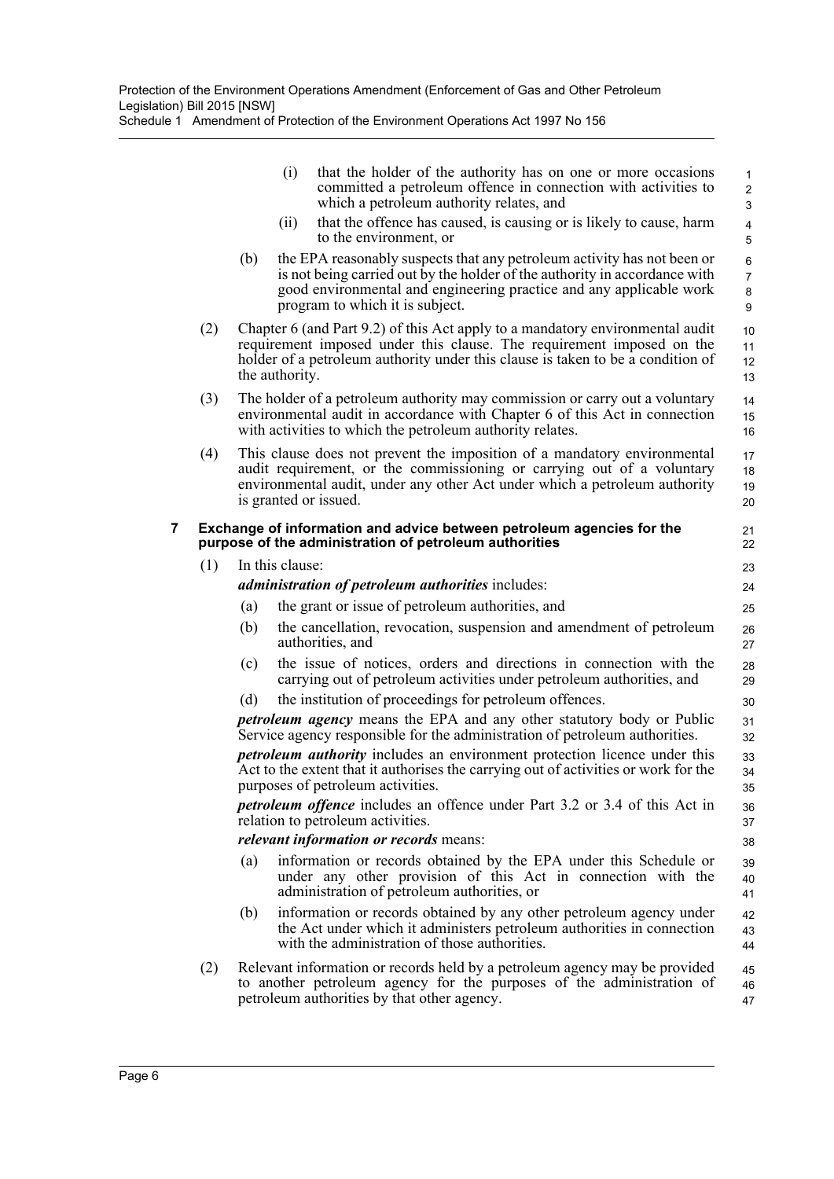(i) that the holder of the authority has on one or more occasions committed a petroleum offence in connection with activities to which a petroleum authority relates, and

(ii) that the offence has caused, is causing or is likely to cause, harm to the environment, or

(b) the EPA reasonably suspects that any petroleum activity has not been or is not being carried out by the holder of the authority in accordance with good environmental and engineering practice and any applicable work program to which it is subject.

(2) Chapter 6 (and Part 9.2) of this Act apply to a mandatory environmental audit requirement imposed under this clause. The requirement imposed on the holder of a petroleum authority under this clause is taken to be a condition of the authority.

(3) The holder of a petroleum authority may commission or carry out a voluntary environmental audit in accordance with Chapter 6 of this Act in connection with activities to which the petroleum authority relates.

(4) This clause does not prevent the imposition of a mandatory environmental audit requirement, or the commissioning or carrying out of a voluntary environmental audit, under any other Act under which a petroleum authority is granted or issued.

**7 Exchange of information and advice between petroleum agencies for the purpose of the administration of petroleum authorities**

(1) In this clause:

***administration of petroleum authorities*** includes:

(a) the grant or issue of petroleum authorities, and

(b) the cancellation, revocation, suspension and amendment of petroleum authorities, and

(c) the issue of notices, orders and directions in connection with the carrying out of petroleum activities under petroleum authorities, and

(d) the institution of proceedings for petroleum offences.

***petroleum agency*** means the EPA and any other statutory body or Public Service agency responsible for the administration of petroleum authorities.

***petroleum authority*** includes an environment protection licence under this Act to the extent that it authorises the carrying out of activities or work for the purposes of petroleum activities.

***petroleum offence*** includes an offence under Part 3.2 or 3.4 of this Act in relation to petroleum activities.

***relevant information or records*** means:

(a) information or records obtained by the EPA under this Schedule or under any other provision of this Act in connection with the administration of petroleum authorities, or

(b) information or records obtained by any other petroleum agency under the Act under which it administers petroleum authorities in connection with the administration of those authorities.

(2) Relevant information or records held by a petroleum agency may be provided to another petroleum agency for the purposes of the administration of petroleum authorities by that other agency.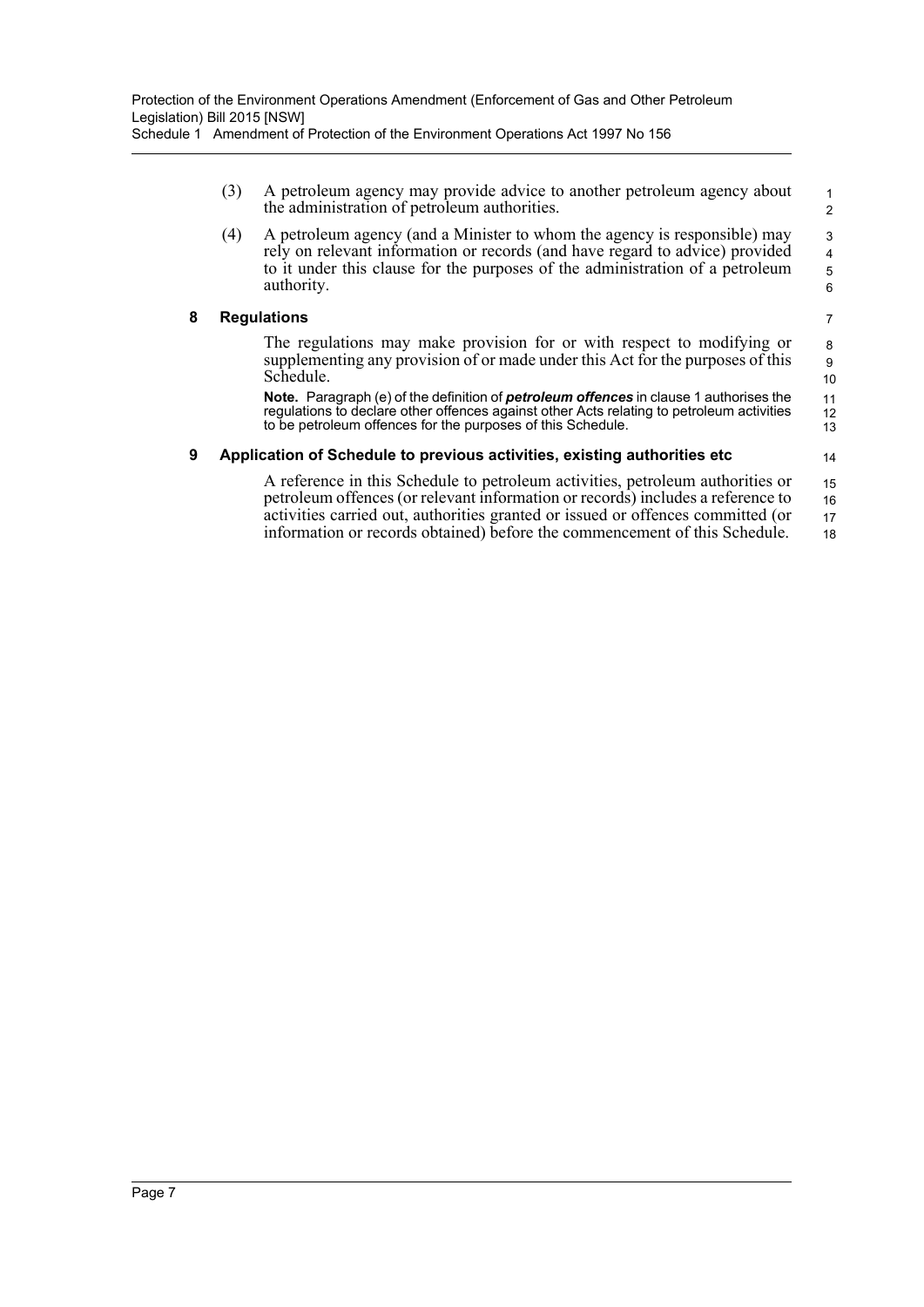(3) A petroleum agency may provide advice to another petroleum agency about the administration of petroleum authorities.

(4) A petroleum agency (and a Minister to whom the agency is responsible) may rely on relevant information or records (and have regard to advice) provided to it under this clause for the purposes of the administration of a petroleum authority.

### 8 Regulations

The regulations may make provision for or with respect to modifying or supplementing any provision of or made under this Act for the purposes of this Schedule.

**Note.** Paragraph (e) of the definition of ***petroleum offences*** in clause 1 authorises the regulations to declare other offences against other Acts relating to petroleum activities to be petroleum offences for the purposes of this Schedule.

### 9 Application of Schedule to previous activities, existing authorities etc

A reference in this Schedule to petroleum activities, petroleum authorities or petroleum offences (or relevant information or records) includes a reference to activities carried out, authorities granted or issued or offences committed (or information or records obtained) before the commencement of this Schedule.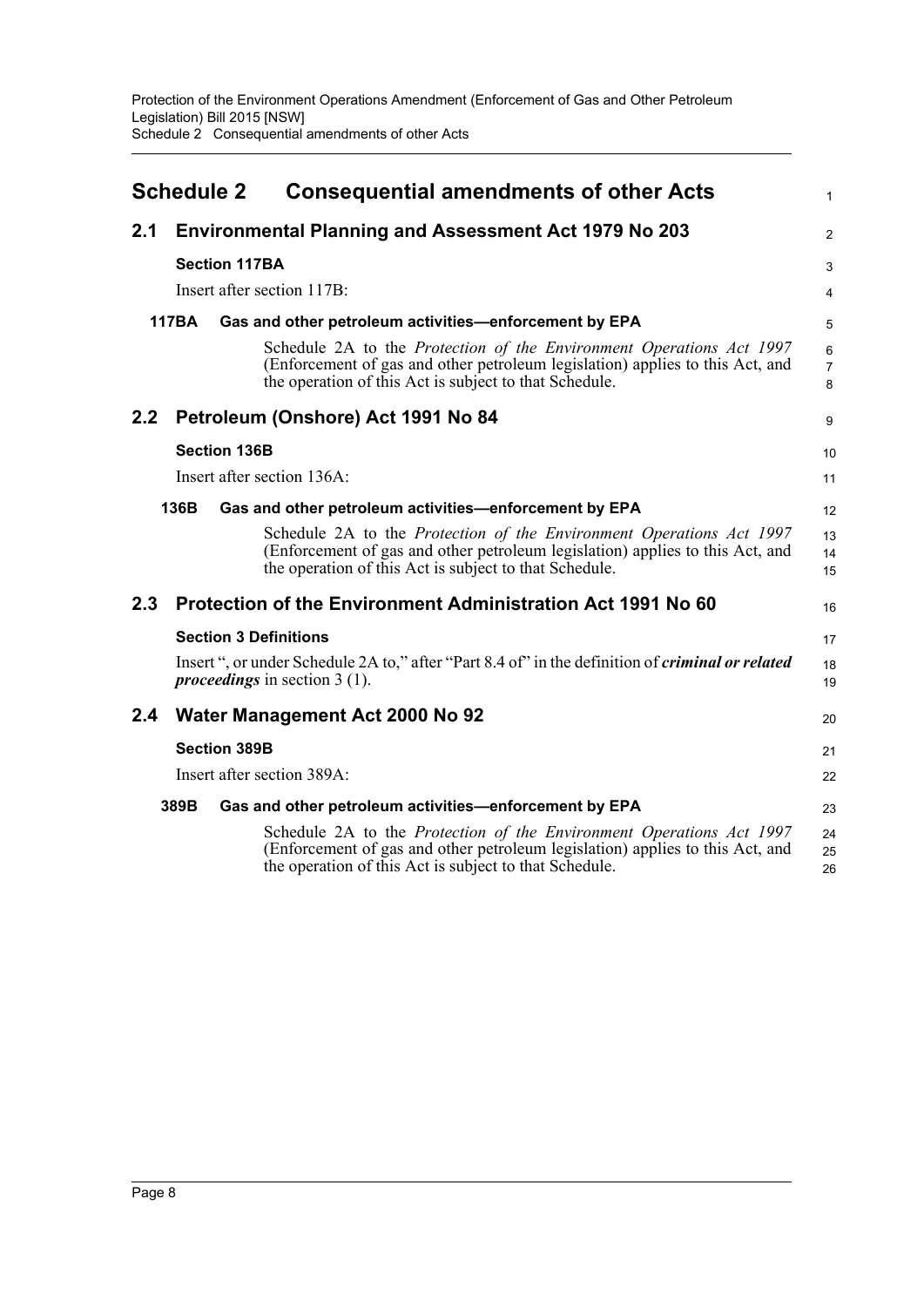# Schedule 2 Consequential amendments of other Acts

## 2.1 Environmental Planning and Assessment Act 1979 No 203

### Section 117BA

Insert after section 117B:

#### 117BA Gas and other petroleum activities—enforcement by EPA

Schedule 2A to the *Protection of the Environment Operations Act 1997* (Enforcement of gas and other petroleum legislation) applies to this Act, and the operation of this Act is subject to that Schedule.

## 2.2 Petroleum (Onshore) Act 1991 No 84

### Section 136B

Insert after section 136A:

#### 136B Gas and other petroleum activities—enforcement by EPA

Schedule 2A to the *Protection of the Environment Operations Act 1997* (Enforcement of gas and other petroleum legislation) applies to this Act, and the operation of this Act is subject to that Schedule.

## 2.3 Protection of the Environment Administration Act 1991 No 60

### Section 3 Definitions

Insert ", or under Schedule 2A to," after "Part 8.4 of" in the definition of ***criminal or related proceedings*** in section 3 (1).

## 2.4 Water Management Act 2000 No 92

### Section 389B

Insert after section 389A:

#### 389B Gas and other petroleum activities—enforcement by EPA

Schedule 2A to the *Protection of the Environment Operations Act 1997* (Enforcement of gas and other petroleum legislation) applies to this Act, and the operation of this Act is subject to that Schedule.